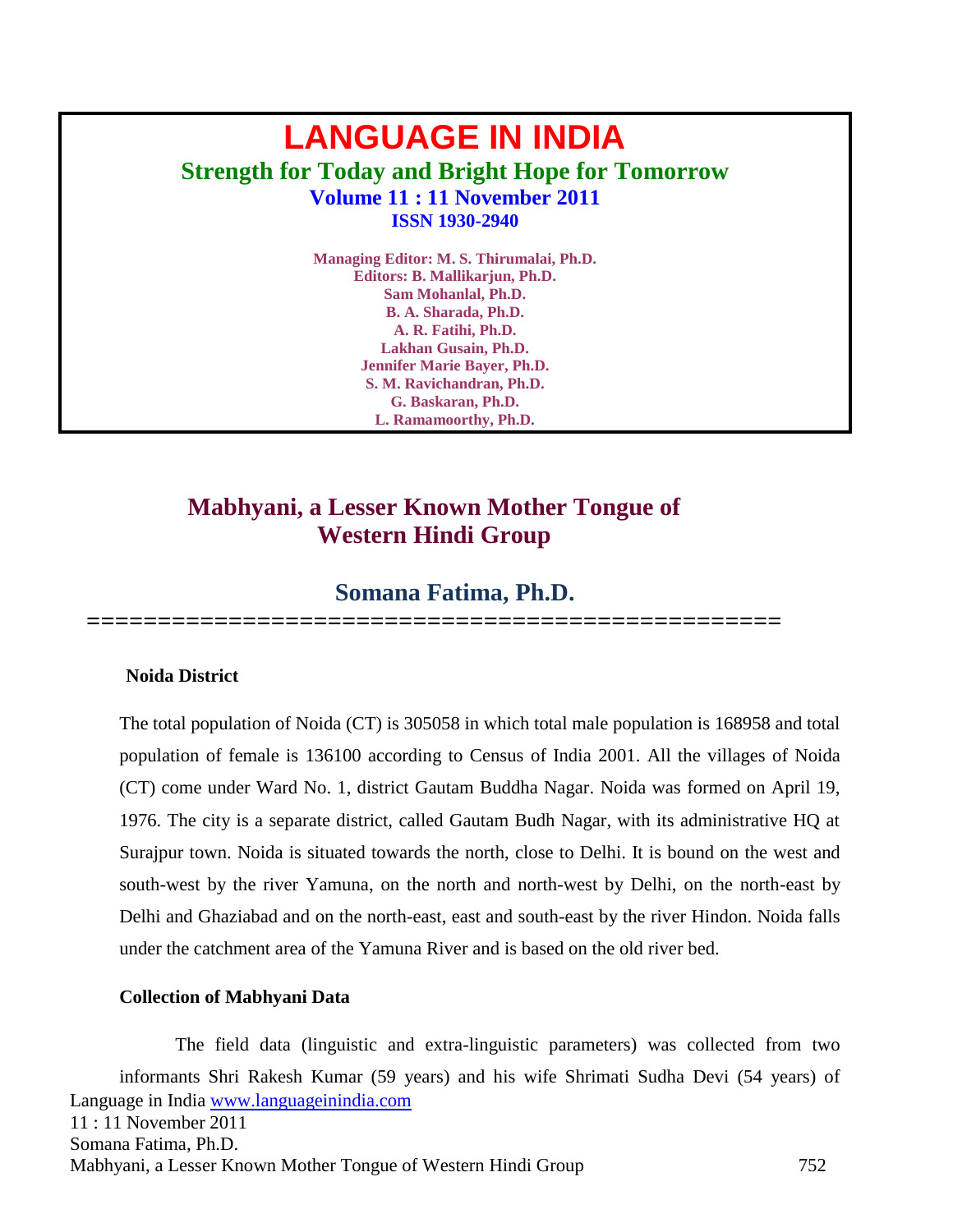# LANGUAGE IN INDIA

**Strength for Today and Bright Hope for Tomorrow**

**Volume 11 : 11 November 2011**

**ISSN 1930-2940**

**Managing Editor: M. S. Thirumalai, Ph.D.**
**Editors: B. Mallikarjun, Ph.D.**
**Sam Mohanlal, Ph.D.**
**B. A. Sharada, Ph.D.**
**A. R. Fatihi, Ph.D.**
**Lakhan Gusain, Ph.D.**
**Jennifer Marie Bayer, Ph.D.**
**S. M. Ravichandran, Ph.D.**
**G. Baskaran, Ph.D.**
**L. Ramamoorthy, Ph.D.**

# Mabhyani, a Lesser Known Mother Tongue of Western Hindi Group

## Somana Fatima, Ph.D.

================================================

### Noida District

The total population of Noida (CT) is 305058 in which total male population is 168958 and total population of female is 136100 according to Census of India 2001. All the villages of Noida (CT) come under Ward No. 1, district Gautam Buddha Nagar. Noida was formed on April 19, 1976. The city is a separate district, called Gautam Budh Nagar, with its administrative HQ at Surajpur town. Noida is situated towards the north, close to Delhi. It is bound on the west and south-west by the river Yamuna, on the north and north-west by Delhi, on the north-east by Delhi and Ghaziabad and on the north-east, east and south-east by the river Hindon. Noida falls under the catchment area of the Yamuna River and is based on the old river bed.

### Collection of Mabhyani Data

The field data (linguistic and extra-linguistic parameters) was collected from two informants Shri Rakesh Kumar (59 years) and his wife Shrimati Sudha Devi (54 years) of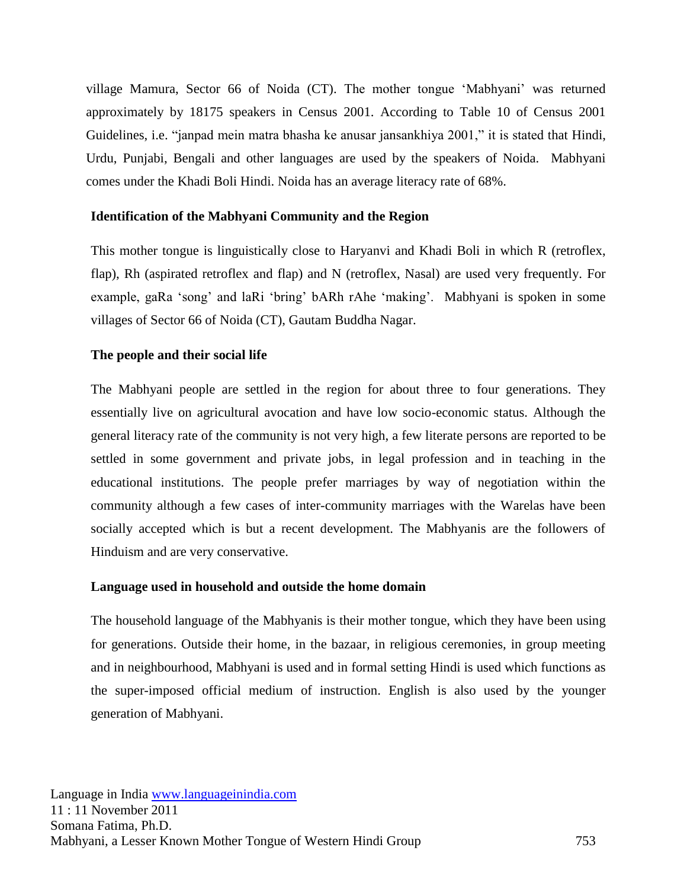village Mamura, Sector 66 of Noida (CT). The mother tongue 'Mabhyani' was returned approximately by 18175 speakers in Census 2001. According to Table 10 of Census 2001 Guidelines, i.e. "janpad mein matra bhasha ke anusar jansankhiya 2001," it is stated that Hindi, Urdu, Punjabi, Bengali and other languages are used by the speakers of Noida. Mabhyani comes under the Khadi Boli Hindi. Noida has an average literacy rate of 68%.

### Identification of the Mabhyani Community and the Region

This mother tongue is linguistically close to Haryanvi and Khadi Boli in which R (retroflex, flap), Rh (aspirated retroflex and flap) and N (retroflex, Nasal) are used very frequently. For example, gaRa 'song' and laRi 'bring' bARh rAhe 'making'. Mabhyani is spoken in some villages of Sector 66 of Noida (CT), Gautam Buddha Nagar.

### The people and their social life

The Mabhyani people are settled in the region for about three to four generations. They essentially live on agricultural avocation and have low socio-economic status. Although the general literacy rate of the community is not very high, a few literate persons are reported to be settled in some government and private jobs, in legal profession and in teaching in the educational institutions. The people prefer marriages by way of negotiation within the community although a few cases of inter-community marriages with the Warelas have been socially accepted which is but a recent development. The Mabhyanis are the followers of Hinduism and are very conservative.

### Language used in household and outside the home domain

The household language of the Mabhyanis is their mother tongue, which they have been using for generations. Outside their home, in the bazaar, in religious ceremonies, in group meeting and in neighbourhood, Mabhyani is used and in formal setting Hindi is used which functions as the super-imposed official medium of instruction. English is also used by the younger generation of Mabhyani.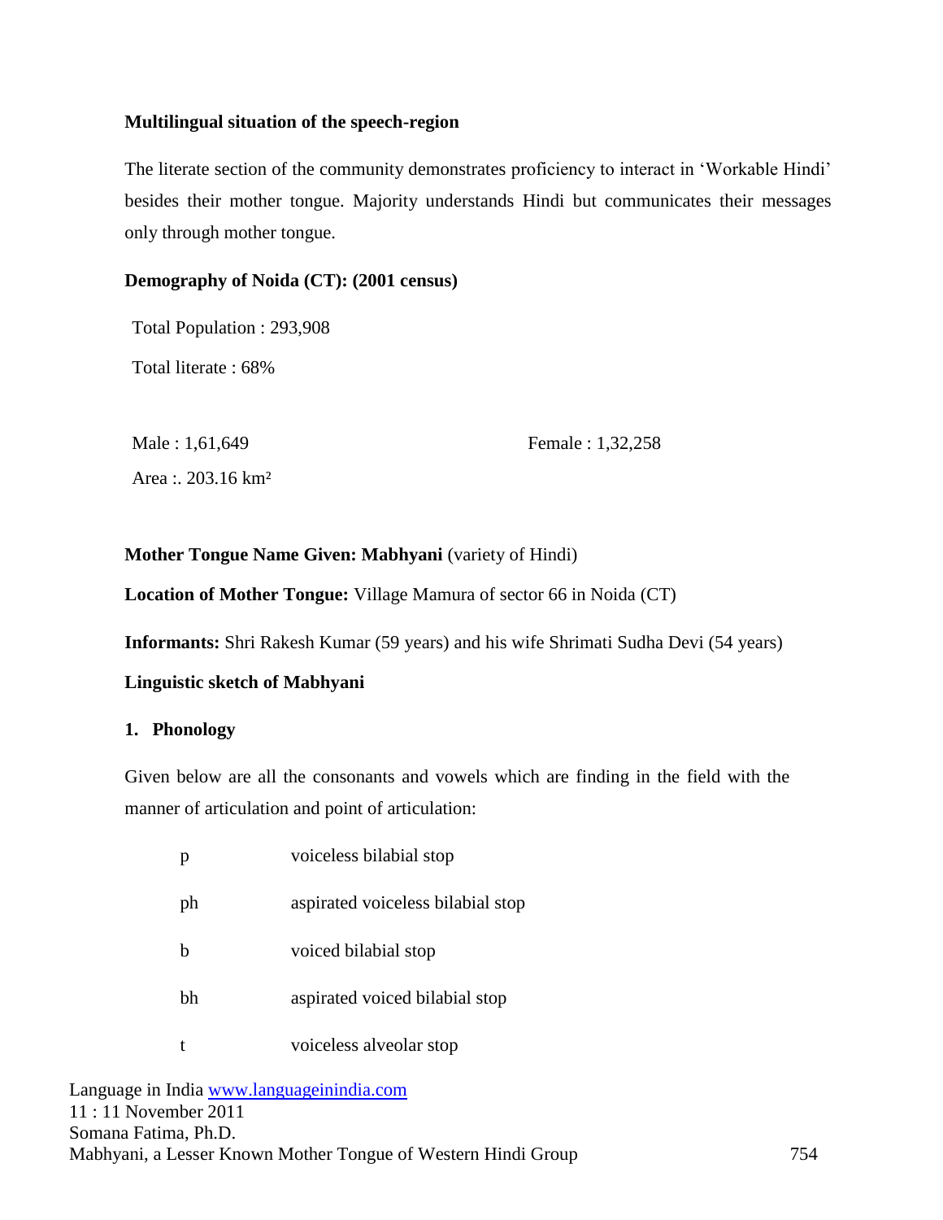**Multilingual situation of the speech-region**

The literate section of the community demonstrates proficiency to interact in 'Workable Hindi' besides their mother tongue. Majority understands Hindi but communicates their messages only through mother tongue.

**Demography of Noida (CT): (2001 census)**

Total Population : 293,908

Total literate : 68%

Male : 1,61,649 Female : 1,32,258

Area :. 203.16 km²

**Mother Tongue Name Given: Mabhyani** (variety of Hindi)

**Location of Mother Tongue:** Village Mamura of sector 66 in Noida (CT)

**Informants:** Shri Rakesh Kumar (59 years) and his wife Shrimati Sudha Devi (54 years)

**Linguistic sketch of Mabhyani**

**1. Phonology**

Given below are all the consonants and vowels which are finding in the field with the manner of articulation and point of articulation:

| | |
|---|---|
| p | voiceless bilabial stop |
| ph | aspirated voiceless bilabial stop |
| b | voiced bilabial stop |
| bh | aspirated voiced bilabial stop |
| t | voiceless alveolar stop |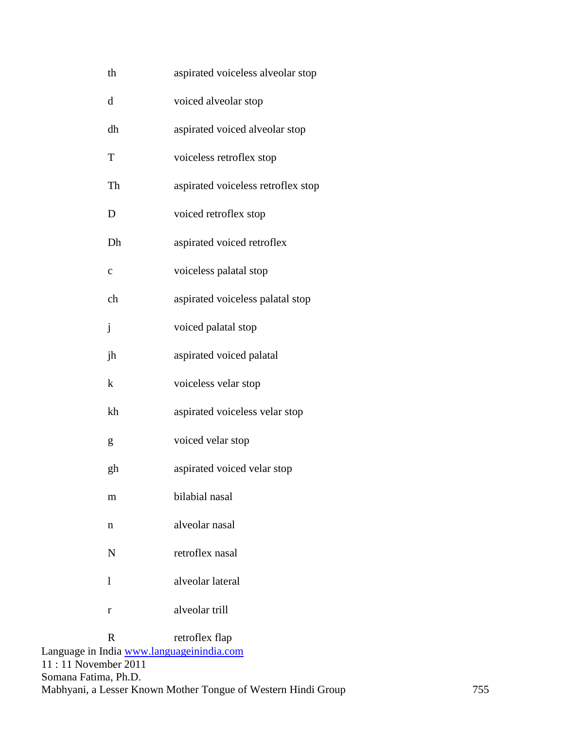| | |
|---|---|
| th | aspirated voiceless alveolar stop |
| d | voiced alveolar stop |
| dh | aspirated voiced alveolar stop |
| T | voiceless retroflex stop |
| Th | aspirated voiceless retroflex stop |
| D | voiced retroflex stop |
| Dh | aspirated voiced retroflex |
| c | voiceless palatal stop |
| ch | aspirated voiceless palatal stop |
| j | voiced palatal stop |
| jh | aspirated voiced palatal |
| k | voiceless velar stop |
| kh | aspirated voiceless velar stop |
| g | voiced velar stop |
| gh | aspirated voiced velar stop |
| m | bilabial nasal |
| n | alveolar nasal |
| N | retroflex nasal |
| l | alveolar lateral |
| r | alveolar trill |
| R | retroflex flap |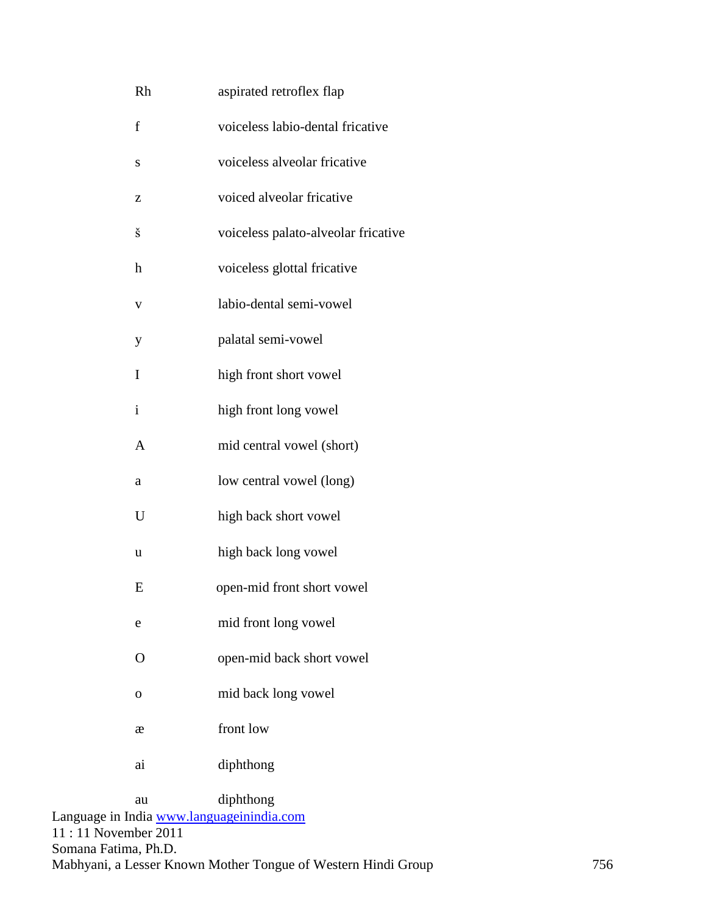| | |
|---|---|
| Rh | aspirated retroflex flap |
| f | voiceless labio-dental fricative |
| s | voiceless alveolar fricative |
| z | voiced alveolar fricative |
| š | voiceless palato-alveolar fricative |
| h | voiceless glottal fricative |
| v | labio-dental semi-vowel |
| y | palatal semi-vowel |
| I | high front short vowel |
| i | high front long vowel |
| A | mid central vowel (short) |
| a | low central vowel (long) |
| U | high back short vowel |
| u | high back long vowel |
| E | open-mid front short vowel |
| e | mid front long vowel |
| O | open-mid back short vowel |
| o | mid back long vowel |
| æ | front low |
| ai | diphthong |
| au | diphthong |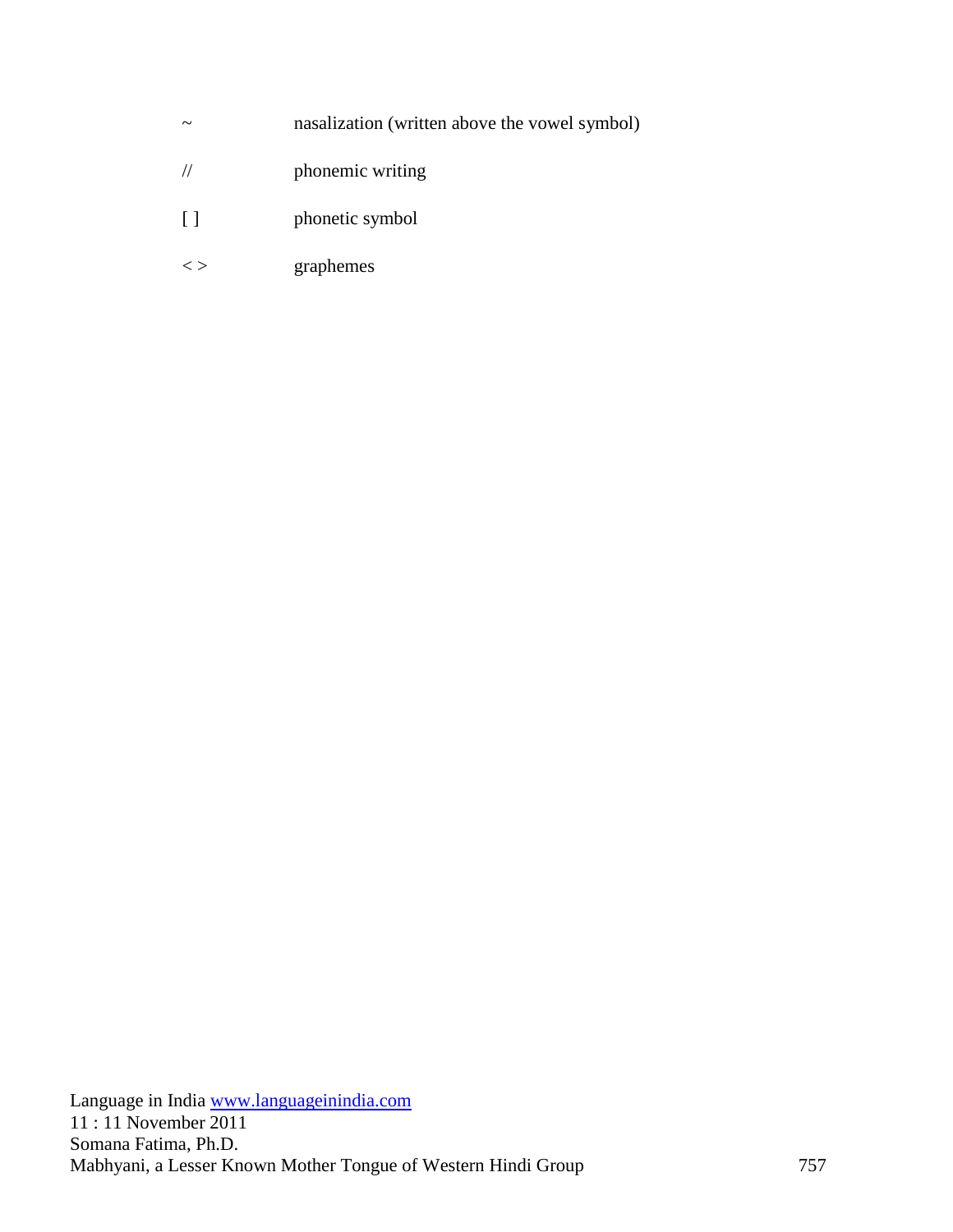| | |
|---|---|
| ~ | nasalization (written above the vowel symbol) |
| // | phonemic writing |
| [ ] | phonetic symbol |
| < > | graphemes |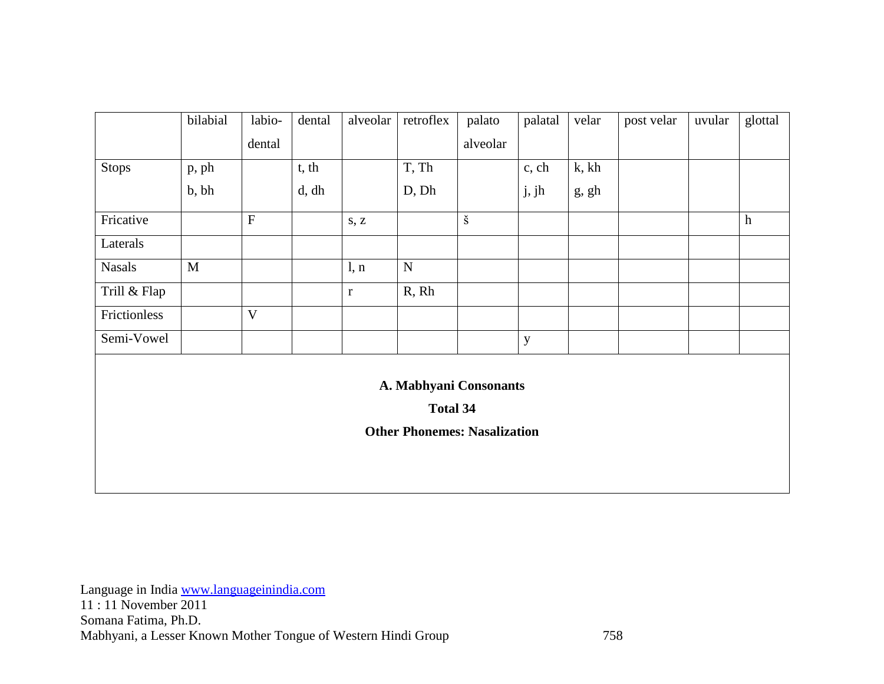| | bilabial | labio-dental | dental | alveolar | retroflex | palato alveolar | palatal | velar | post velar | uvular | glottal |
|---|---|---|---|---|---|---|---|---|---|---|---|
| Stops | p, ph<br>b, bh | | t, th<br>d, dh | | T, Th<br>D, Dh | | c, ch<br>j, jh | k, kh<br>g, gh | | | |
| Fricative | | F | | s, z | | š | | | | | h |
| Laterals | | | | | | | | | | | |
| Nasals | M | | | l, n | N | | | | | | |
| Trill & Flap | | | | r | R, Rh | | | | | | |
| Frictionless | | V | | | | | | | | | |
| Semi-Vowel | | | | | | | y | | | | |

**A. Mabhyani Consonants**

**Total 34**

**Other Phonemes: Nasalization**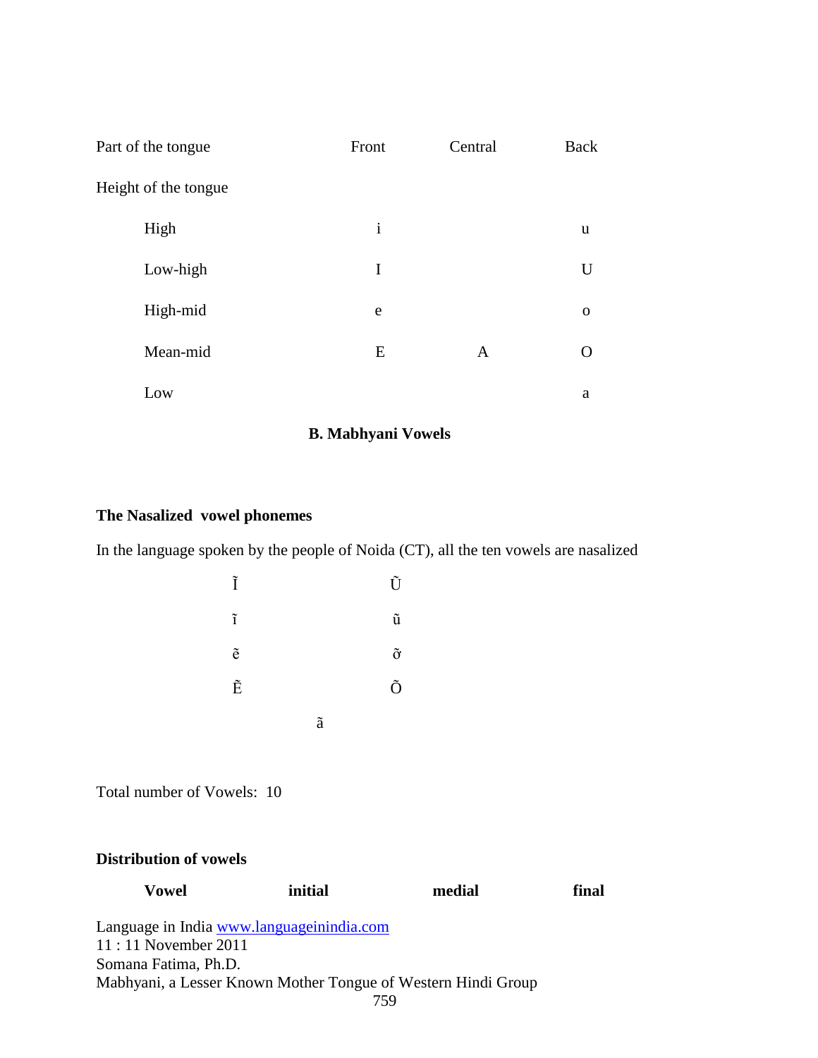| Part of the tongue | Front | Central | Back |
|---|---|---|---|
| Height of the tongue | | | |
| High | i | | u |
| Low-high | I | | U |
| High-mid | e | | o |
| Mean-mid | E | A | O |
| Low | | | a |

**B. Mabhyani Vowels**

**The Nasalized vowel phonemes**

In the language spoken by the people of Noida (CT), all the ten vowels are nasalized

| | | |
|---|---|---|
| Ĩ | | Ũ |
| ĩ | | ũ |
| ẽ | | õ |
| Ẽ | | Õ |
| | ã | |

Total number of Vowels: 10

**Distribution of vowels**

| **Vowel** | **initial** | **medial** | **final** |
|---|---|---|---|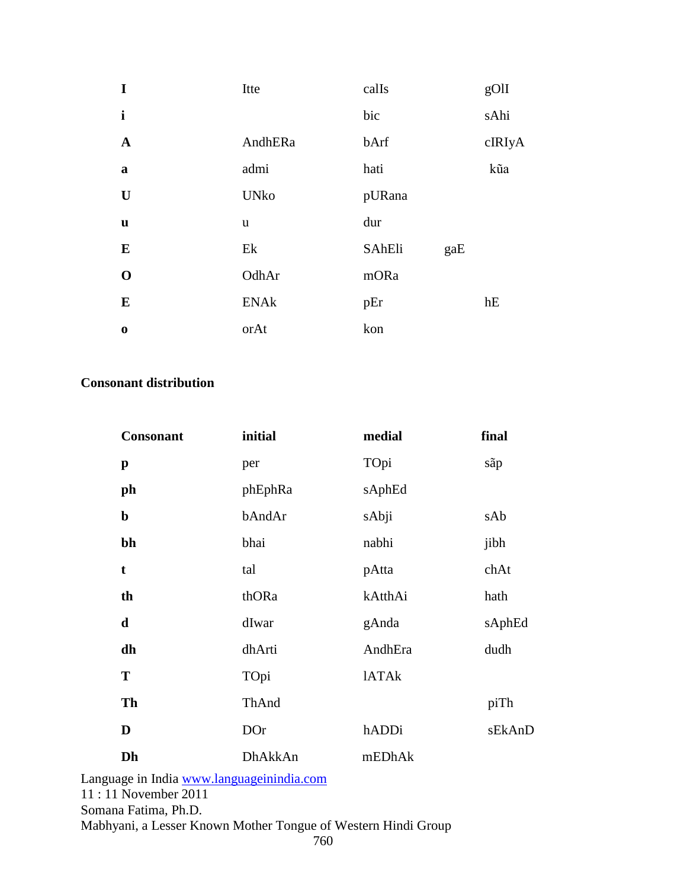| | | | |
|---|---|---|---|
| **I** | Itte | calIs | gOlI |
| **i** | | bic | sAhi |
| **A** | AndhERa | bArf | cIRIyA |
| **a** | admi | hati | kũa |
| **U** | UNko | pURana | |
| **u** | u | dur | |
| **E** | Ek | SAhEli gaE | |
| **O** | OdhAr | mORa | |
| **E** | ENAk | pEr | hE |
| **o** | orAt | kon | |

**Consonant distribution**

| **Consonant** | **initial** | **medial** | **final** |
|---|---|---|---|
| **p** | per | TOpi | sãp |
| **ph** | phEphRa | sAphEd | |
| **b** | bAndAr | sAbji | sAb |
| **bh** | bhai | nabhi | jibh |
| **t** | tal | pAtta | chAt |
| **th** | thORa | kAtthAi | hath |
| **d** | dIwar | gAnda | sAphEd |
| **dh** | dhArti | AndhEra | dudh |
| **T** | TOpi | lATAk | |
| **Th** | ThAnd | | piTh |
| **D** | DOr | hADDi | sEkAnD |
| **Dh** | DhAkkAn | mEDhAk | |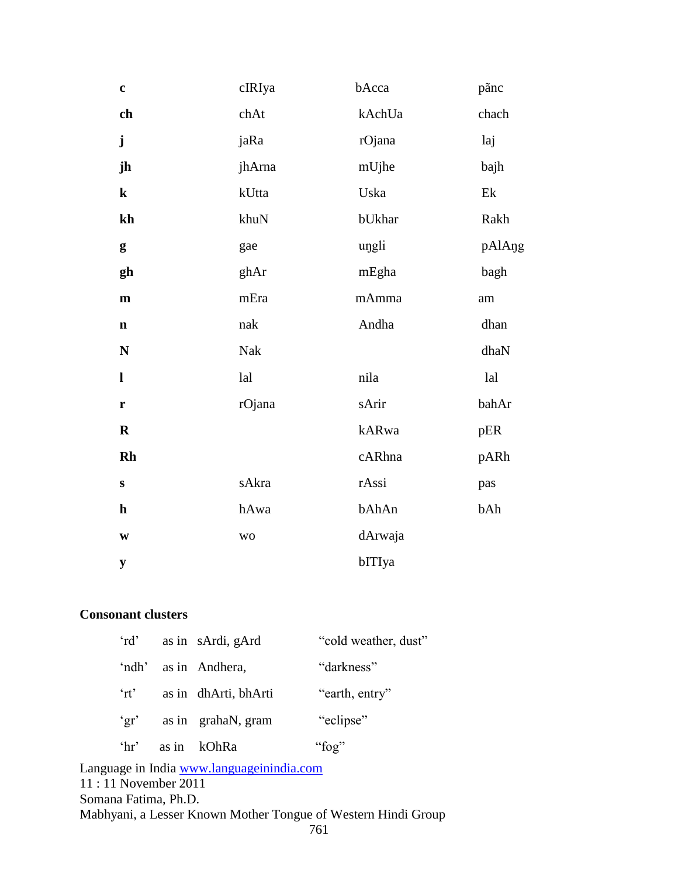| | | | |
|---|---|---|---|
| **c** | cIRIya | bAcca | pãnc |
| **ch** | chAt | kAchUa | chach |
| **j** | jaRa | rOjana | laj |
| **jh** | jhArna | mUjhe | bajh |
| **k** | kUtta | Uska | Ek |
| **kh** | khuN | bUkhar | Rakh |
| **g** | gae | uŋgli | pAlAŋg |
| **gh** | ghAr | mEgha | bagh |
| **m** | mEra | mAmma | am |
| **n** | nak | Andha | dhan |
| **N** | Nak | | dhaN |
| **l** | lal | nila | lal |
| **r** | rOjana | sArir | bahAr |
| **R** | | kARwa | pER |
| **Rh** | | cARhna | pARh |
| **s** | sAkra | rAssi | pas |
| **h** | hAwa | bAhAn | bAh |
| **w** | wo | dArwaja | |
| **y** | | bITIya | |

**Consonant clusters**

| | | | |
|---|---|---|---|
| 'rd' | as in | sArdi, gArd | "cold weather, dust" |
| 'ndh' | as in | Andhera, | "darkness" |
| 'rt' | as in | dhArti, bhArti | "earth, entry" |
| 'gr' | as in | grahaN, gram | "eclipse" |
| 'hr' | as in | kOhRa | "fog" |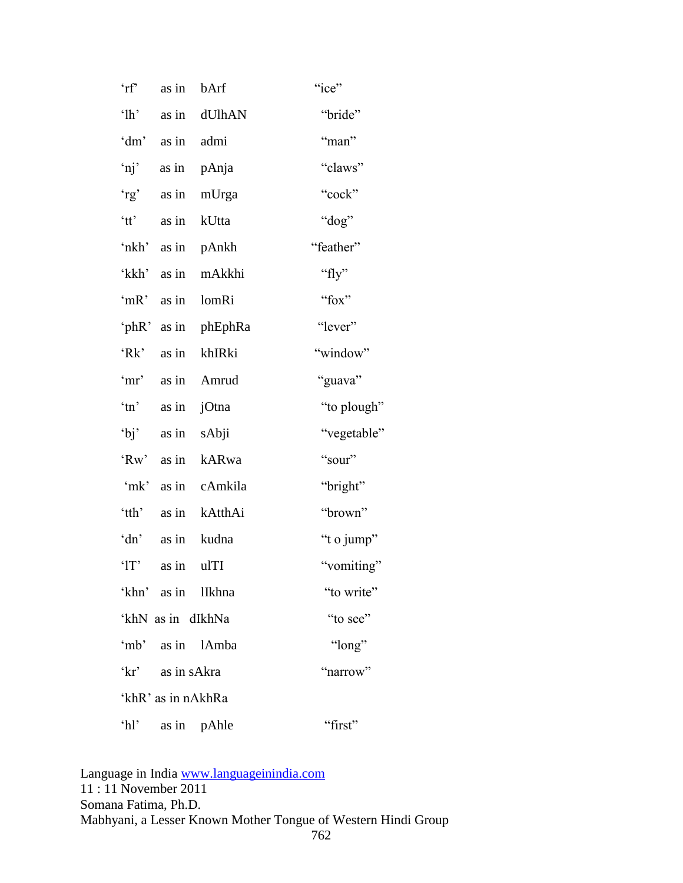‘rf’ as in bArf “ice”

‘lh’ as in dUlhAN “bride”

‘dm’ as in admi “man”

‘nj’ as in pAnja “claws”

‘rg’ as in mUrga “cock”

‘tt’ as in kUtta “dog”

‘nkh’ as in pAnkh “feather”

‘kkh’ as in mAkkhi “fly”

‘mR’ as in lomRi “fox”

‘phR’ as in phEphRa “lever”

‘Rk’ as in khIRki “window”

‘mr’ as in Amrud “guava”

‘tn’ as in jOtna “to plough”

‘bj’ as in sAbji “vegetable”

‘Rw’ as in kARwa “sour”

‘mk’ as in cAmkila “bright”

‘tth’ as in kAtthAi “brown”

‘dn’ as in kudna “t o jump”

‘lT’ as in ulTI “vomiting”

‘khn’ as in lIkhna “to write”

‘khN as in dIkhNa “to see”

‘mb’ as in lAmba “long”

‘kr’ as in sAkra “narrow”

‘khR’ as in nAkhRa

‘hl’ as in pAhle “first”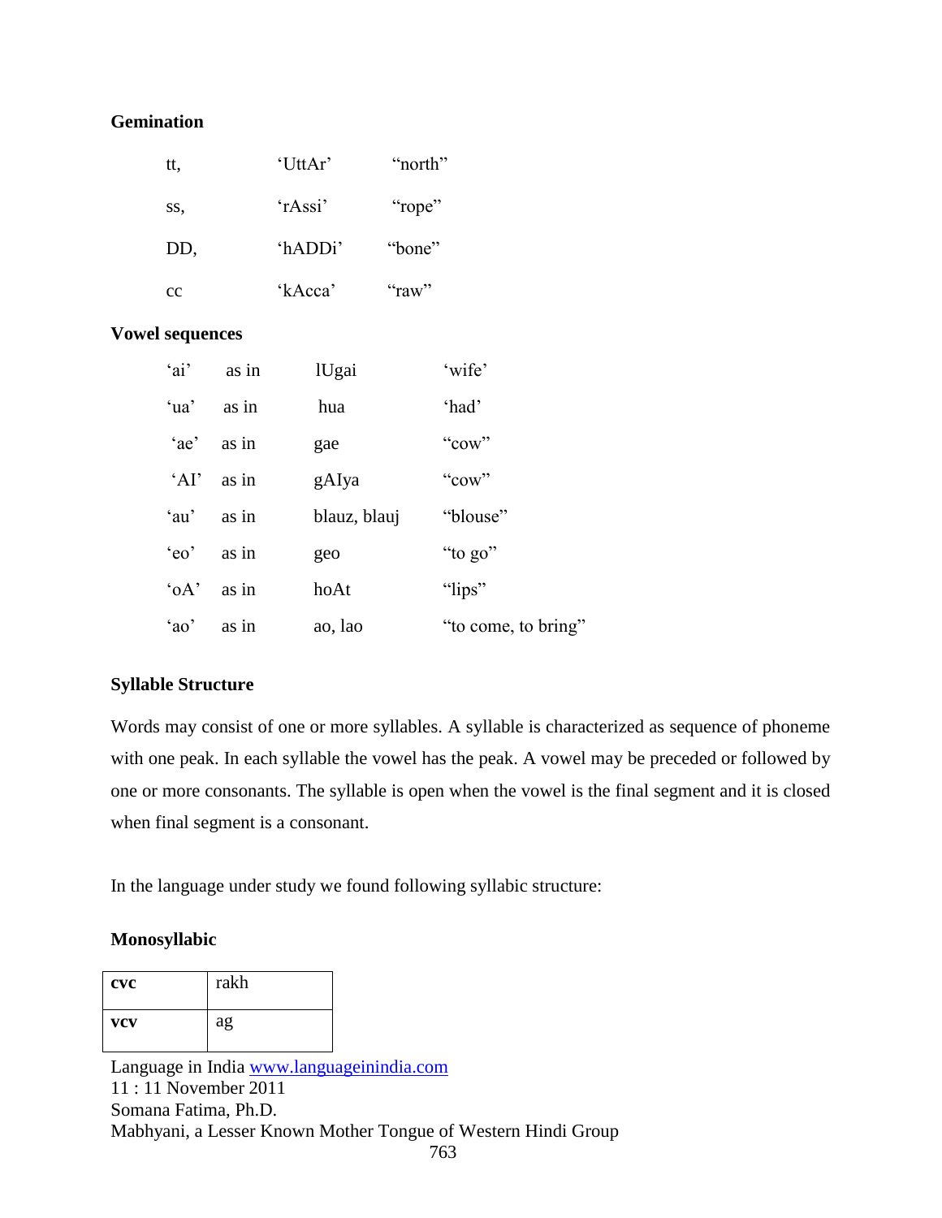### Gemination

| | | |
|---|---|---|
| tt, | 'UttAr' | "north" |
| ss, | 'rAssi' | "rope" |
| DD, | 'hADDi' | "bone" |
| cc | 'kAcca' | "raw" |

### Vowel sequences

| | | | |
|---|---|---|---|
| 'ai' | as in | lUgai | 'wife' |
| 'ua' | as in | hua | 'had' |
| 'ae' | as in | gae | "cow" |
| 'AI' | as in | gAIya | "cow" |
| 'au' | as in | blauz, blauj | "blouse" |
| 'eo' | as in | geo | "to go" |
| 'oA' | as in | hoAt | "lips" |
| 'ao' | as in | ao, lao | "to come, to bring" |

### Syllable Structure

Words may consist of one or more syllables. A syllable is characterized as sequence of phoneme with one peak. In each syllable the vowel has the peak. A vowel may be preceded or followed by one or more consonants. The syllable is open when the vowel is the final segment and it is closed when final segment is a consonant.

In the language under study we found following syllabic structure:

### Monosyllabic

| | |
|---|---|
| **cvc** | rakh |
| **vcv** | ag |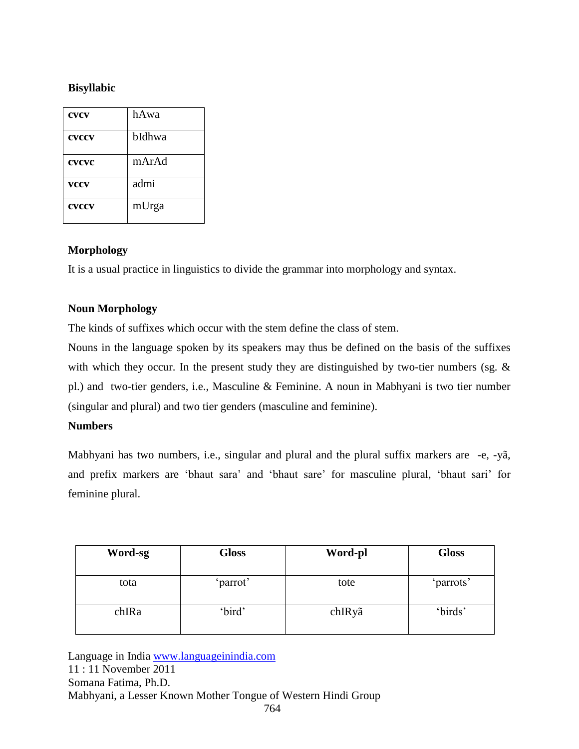**Bisyllabic**

| cvcv | hAwa |
|---|---|
| cvccv | bIdhwa |
| cvcvc | mArAd |
| vccv | admi |
| cvccv | mUrga |

**Morphology**

It is a usual practice in linguistics to divide the grammar into morphology and syntax.

**Noun Morphology**

The kinds of suffixes which occur with the stem define the class of stem.

Nouns in the language spoken by its speakers may thus be defined on the basis of the suffixes with which they occur. In the present study they are distinguished by two-tier numbers (sg. & pl.) and two-tier genders, i.e., Masculine & Feminine. A noun in Mabhyani is two tier number (singular and plural) and two tier genders (masculine and feminine).

**Numbers**

Mabhyani has two numbers, i.e., singular and plural and the plural suffix markers are -e, -yã, and prefix markers are 'bhaut sara' and 'bhaut sare' for masculine plural, 'bhaut sari' for feminine plural.

| Word-sg | Gloss | Word-pl | Gloss |
|---|---|---|---|
| tota | 'parrot' | tote | 'parrots' |
| chIRa | 'bird' | chIRyã | 'birds' |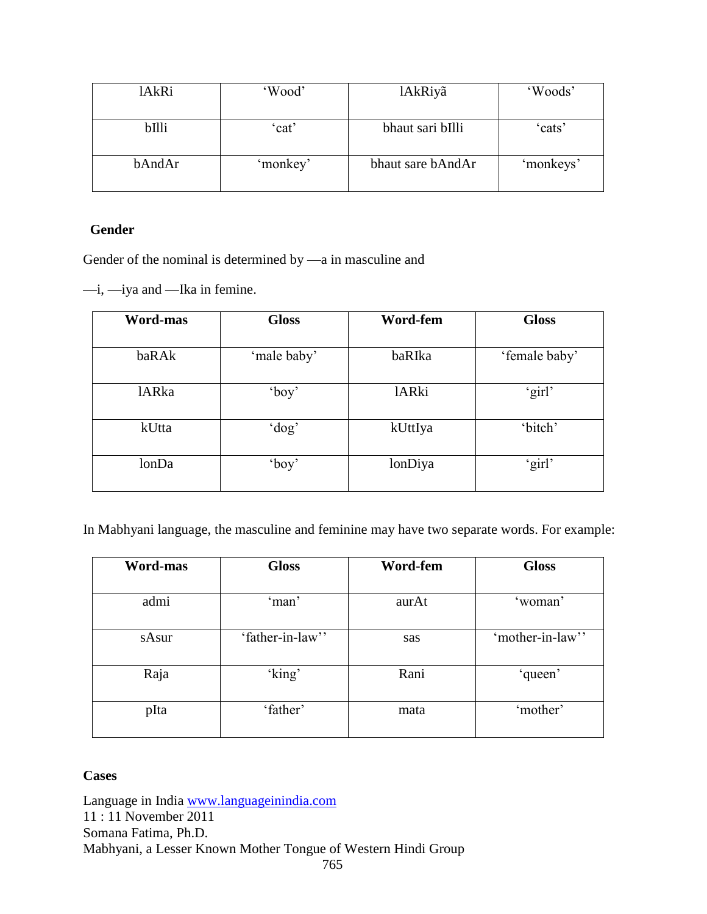| lAkRi | 'Wood' | lAkRiyã | 'Woods' |
|---|---|---|---|
| bIlli | 'cat' | bhaut sari bIlli | 'cats' |
| bAndAr | 'monkey' | bhaut sare bAndAr | 'monkeys' |

**Gender**

Gender of the nominal is determined by —a in masculine and

—i, —iya and —Ika in femine.

| Word-mas | Gloss | Word-fem | Gloss |
|---|---|---|---|
| baRAk | 'male baby' | baRIka | 'female baby' |
| lARka | 'boy' | lARki | 'girl' |
| kUtta | 'dog' | kUttIya | 'bitch' |
| lonDa | 'boy' | lonDiya | 'girl' |

In Mabhyani language, the masculine and feminine may have two separate words. For example:

| Word-mas | Gloss | Word-fem | Gloss |
|---|---|---|---|
| admi | 'man' | aurAt | 'woman' |
| sAsur | 'father-in-law'' | sas | 'mother-in-law'' |
| Raja | 'king' | Rani | 'queen' |
| pIta | 'father' | mata | 'mother' |

**Cases**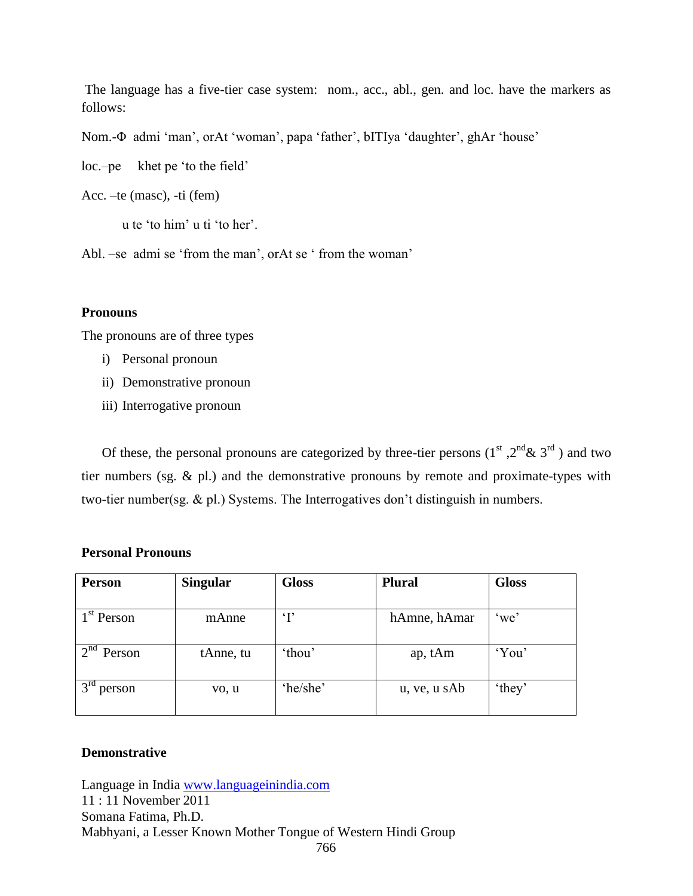The language has a five-tier case system: nom., acc., abl., gen. and loc. have the markers as follows:

Nom.-Φ admi 'man', orAt 'woman', papa 'father', bITIya 'daughter', ghAr 'house'

loc.–pe khet pe 'to the field'

Acc. –te (masc), -ti (fem)

u te 'to him' u ti 'to her'.

Abl. –se admi se 'from the man', orAt se ' from the woman'

**Pronouns**

The pronouns are of three types

i) Personal pronoun
ii) Demonstrative pronoun
iii) Interrogative pronoun

Of these, the personal pronouns are categorized by three-tier persons (1st ,2nd& 3rd ) and two tier numbers (sg. & pl.) and the demonstrative pronouns by remote and proximate-types with two-tier number(sg. & pl.) Systems. The Interrogatives don't distinguish in numbers.

**Personal Pronouns**

| Person | Singular | Gloss | Plural | Gloss |
|---|---|---|---|---|
| 1st Person | mAnne | 'I' | hAmne, hAmar | 'we' |
| 2nd Person | tAnne, tu | 'thou' | ap, tAm | 'You' |
| 3rd person | vo, u | 'he/she' | u, ve, u sAb | 'they' |

**Demonstrative**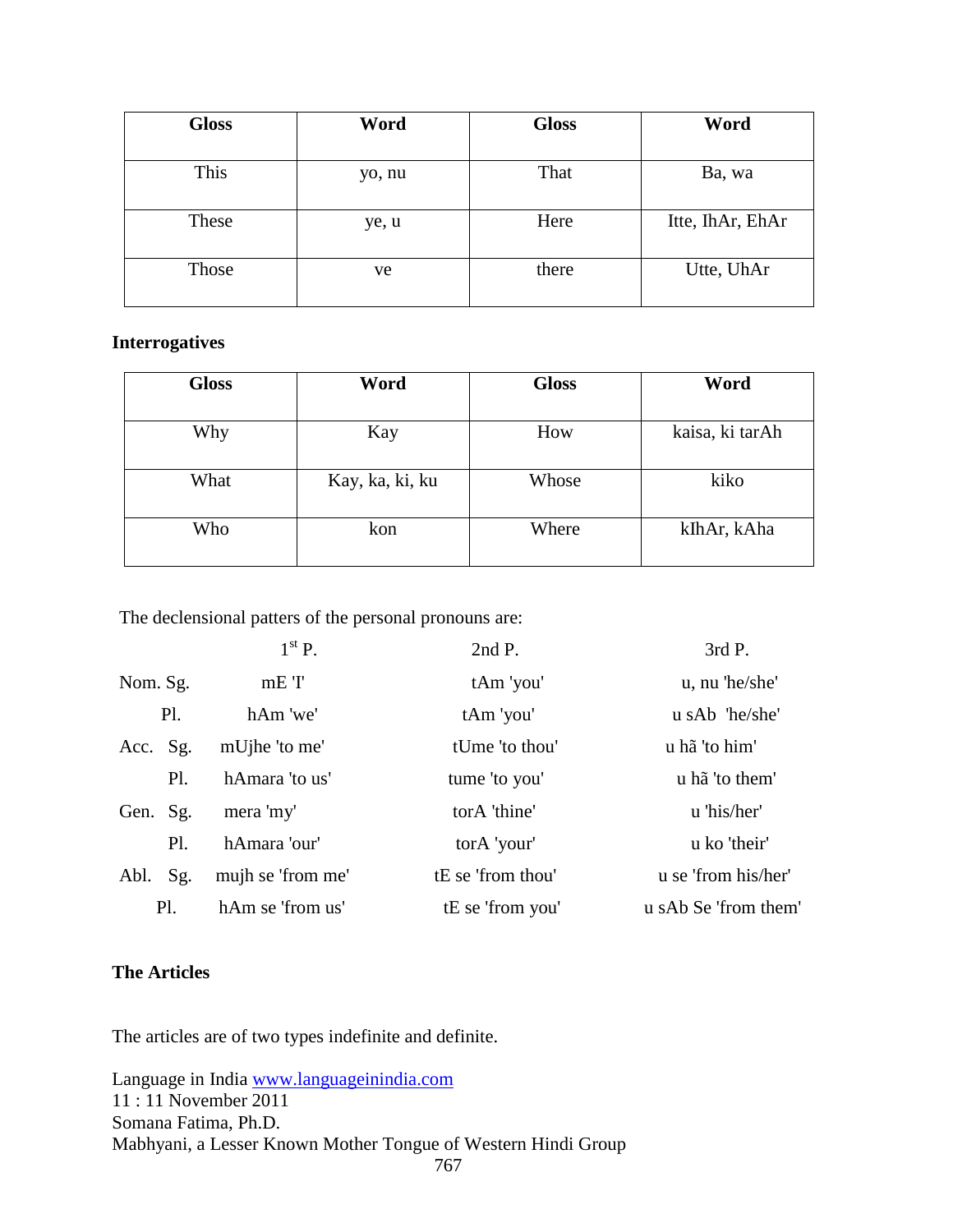| Gloss | Word | Gloss | Word |
|---|---|---|---|
| This | yo, nu | That | Ba, wa |
| These | ye, u | Here | Itte, IhAr, EhAr |
| Those | ve | there | Utte, UhAr |

**Interrogatives**

| Gloss | Word | Gloss | Word |
|---|---|---|---|
| Why | Kay | How | kaisa, ki tarAh |
| What | Kay, ka, ki, ku | Whose | kiko |
| Who | kon | Where | kIhAr, kAha |

The declensional patters of the personal pronouns are:

| | | 1st P. | 2nd P. | 3rd P. |
|---|---|---|---|---|
| Nom. | Sg. | mE 'I' | tAm 'you' | u, nu 'he/she' |
| | Pl. | hAm 'we' | tAm 'you' | u sAb 'he/she' |
| Acc. | Sg. | mUjhe 'to me' | tUme 'to thou' | u hã 'to him' |
| | Pl. | hAmara 'to us' | tume 'to you' | u hã 'to them' |
| Gen. | Sg. | mera 'my' | torA 'thine' | u 'his/her' |
| | Pl. | hAmara 'our' | torA 'your' | u ko 'their' |
| Abl. | Sg. | mujh se 'from me' | tE se 'from thou' | u se 'from his/her' |
| | Pl. | hAm se 'from us' | tE se 'from you' | u sAb Se 'from them' |

**The Articles**

The articles are of two types indefinite and definite.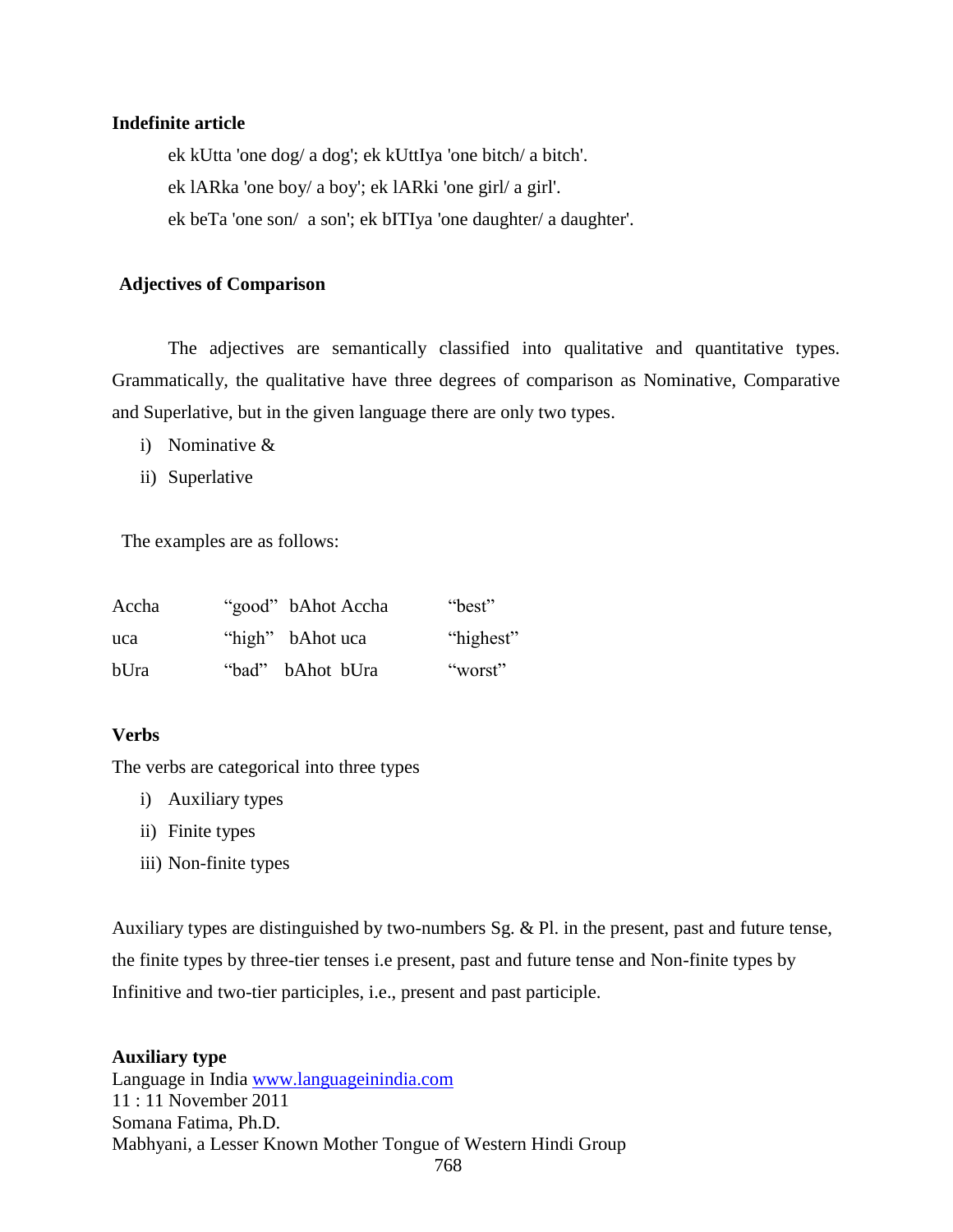**Indefinite article**

ek kUtta 'one dog/ a dog'; ek kUttIya 'one bitch/ a bitch'.

ek lARka 'one boy/ a boy'; ek lARki 'one girl/ a girl'.

ek beTa 'one son/ a son'; ek bITIya 'one daughter/ a daughter'.

**Adjectives of Comparison**

The adjectives are semantically classified into qualitative and quantitative types. Grammatically, the qualitative have three degrees of comparison as Nominative, Comparative and Superlative, but in the given language there are only two types.

i) Nominative &
ii) Superlative

The examples are as follows:

| | | | |
|---|---|---|---|
| Accha | "good" | bAhot Accha | "best" |
| uca | "high" | bAhot uca | "highest" |
| bUra | "bad" | bAhot bUra | "worst" |

**Verbs**

The verbs are categorical into three types

i) Auxiliary types
ii) Finite types
iii) Non-finite types

Auxiliary types are distinguished by two-numbers Sg. & Pl. in the present, past and future tense, the finite types by three-tier tenses i.e present, past and future tense and Non-finite types by Infinitive and two-tier participles, i.e., present and past participle.

**Auxiliary type**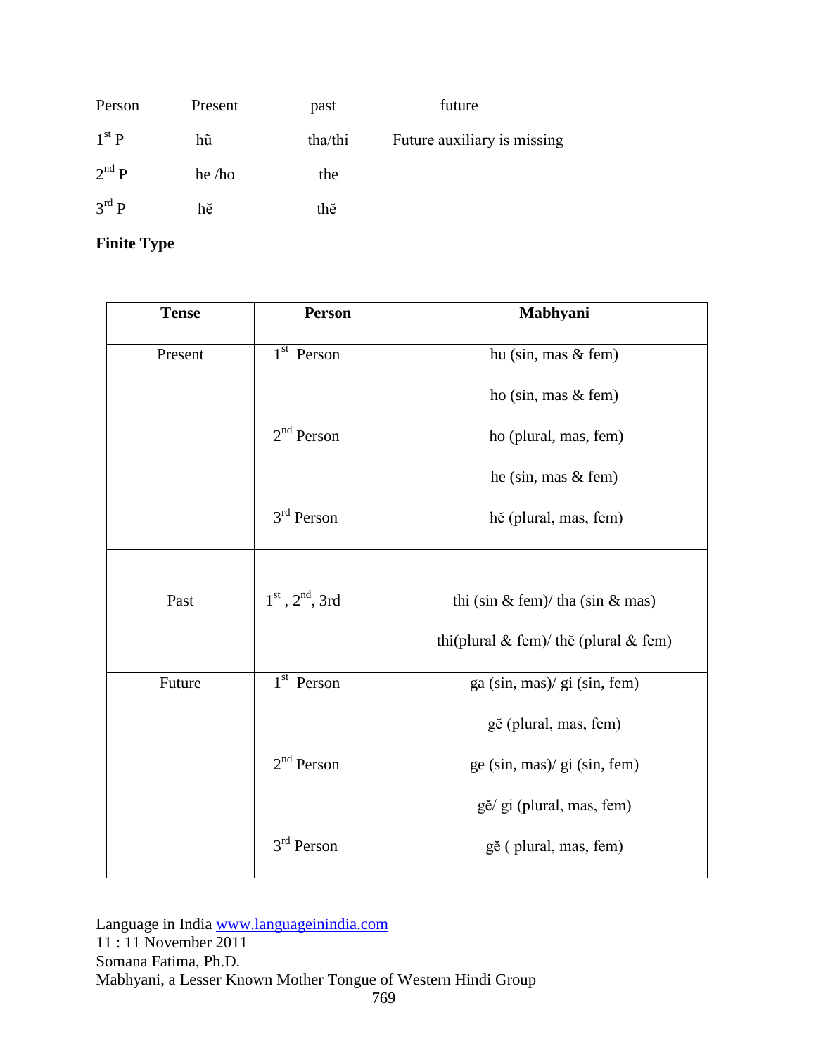| Person | Present | past | future |
|---|---|---|---|
| 1st P | hũ | tha/thi | Future auxiliary is missing |
| 2nd P | he /ho | the | |
| 3rd P | hĕ | thĕ | |

**Finite Type**

| Tense | Person | Mabhyani |
|---|---|---|
| Present | 1st Person | hu (sin, mas & fem) |
| | | ho (sin, mas & fem) |
| | 2nd Person | ho (plural, mas, fem) |
| | | he (sin, mas & fem) |
| | 3rd Person | hĕ (plural, mas, fem) |
| Past | 1st , 2nd, 3rd | thi (sin & fem)/ tha (sin & mas) |
| | | thi(plural & fem)/ thĕ (plural & fem) |
| Future | 1st Person | ga (sin, mas)/ gi (sin, fem) |
| | | gĕ (plural, mas, fem) |
| | 2nd Person | ge (sin, mas)/ gi (sin, fem) |
| | | gĕ/ gi (plural, mas, fem) |
| | 3rd Person | gĕ ( plural, mas, fem) |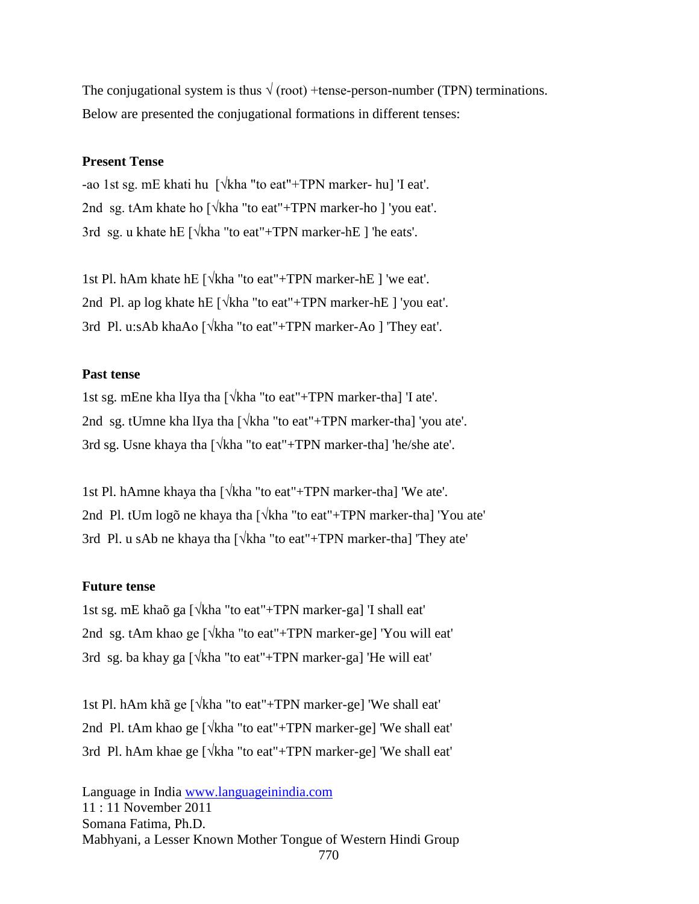The conjugational system is thus √ (root) +tense-person-number (TPN) terminations. Below are presented the conjugational formations in different tenses:

**Present Tense**

-ao 1st sg. mE khati hu [√kha "to eat"+TPN marker- hu] 'I eat'.
2nd sg. tAm khate ho [√kha "to eat"+TPN marker-ho ] 'you eat'.
3rd sg. u khate hE [√kha "to eat"+TPN marker-hE ] 'he eats'.

1st Pl. hAm khate hE [√kha "to eat"+TPN marker-hE ] 'we eat'.
2nd Pl. ap log khate hE [√kha "to eat"+TPN marker-hE ] 'you eat'.
3rd Pl. u:sAb khaAo [√kha "to eat"+TPN marker-Ao ] 'They eat'.

**Past tense**

1st sg. mEne kha lIya tha [√kha "to eat"+TPN marker-tha] 'I ate'.
2nd sg. tUmne kha lIya tha [√kha "to eat"+TPN marker-tha] 'you ate'.
3rd sg. Usne khaya tha [√kha "to eat"+TPN marker-tha] 'he/she ate'.

1st Pl. hAmne khaya tha [√kha "to eat"+TPN marker-tha] 'We ate'.
2nd Pl. tUm logõ ne khaya tha [√kha "to eat"+TPN marker-tha] 'You ate'
3rd Pl. u sAb ne khaya tha [√kha "to eat"+TPN marker-tha] 'They ate'

**Future tense**

1st sg. mE khaõ ga [√kha "to eat"+TPN marker-ga] 'I shall eat'
2nd sg. tAm khao ge [√kha "to eat"+TPN marker-ge] 'You will eat'
3rd sg. ba khay ga [√kha "to eat"+TPN marker-ga] 'He will eat'

1st Pl. hAm khã ge [√kha "to eat"+TPN marker-ge] 'We shall eat'
2nd Pl. tAm khao ge [√kha "to eat"+TPN marker-ge] 'We shall eat'
3rd Pl. hAm khae ge [√kha "to eat"+TPN marker-ge] 'We shall eat'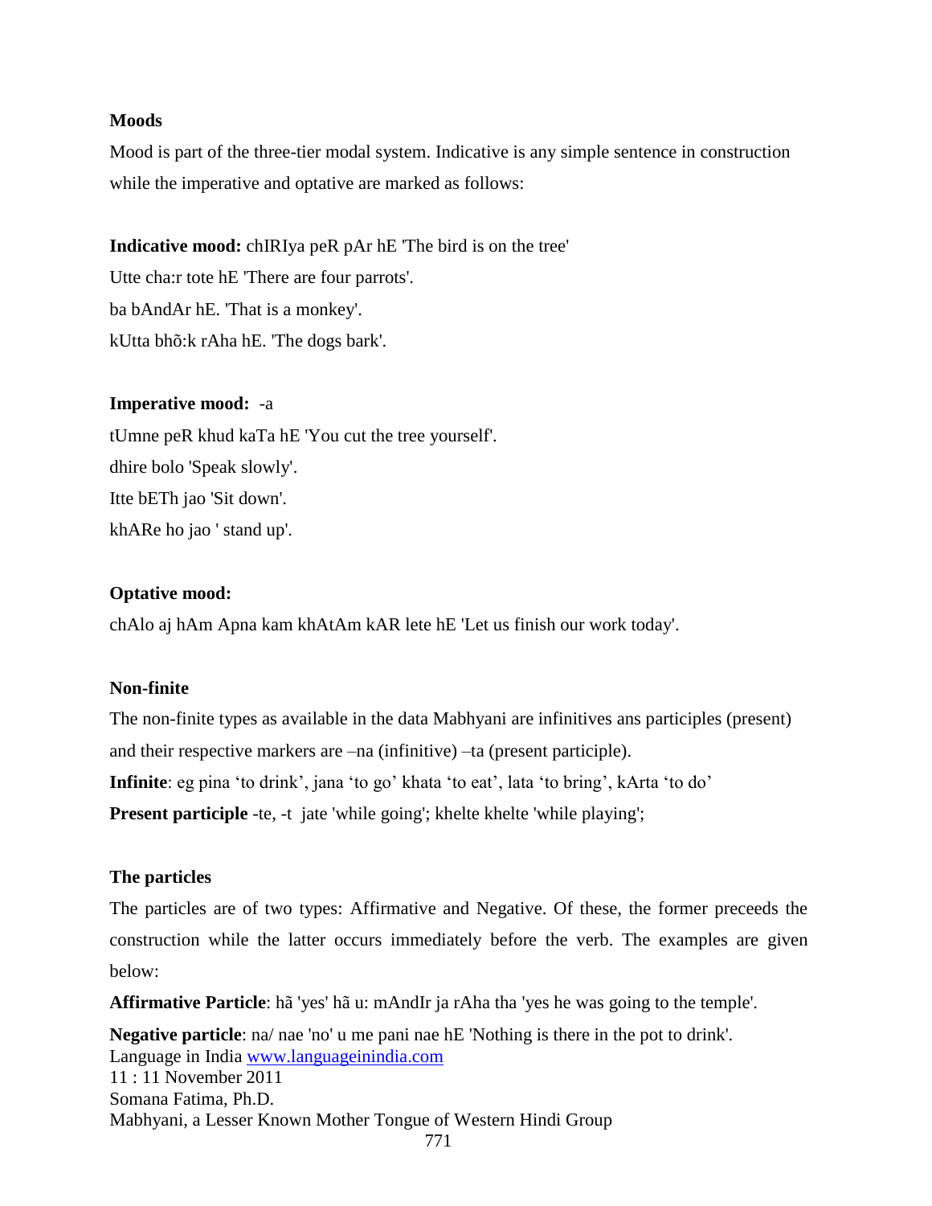### Moods

Mood is part of the three-tier modal system. Indicative is any simple sentence in construction while the imperative and optative are marked as follows:

**Indicative mood:** chIRIya peR pAr hE 'The bird is on the tree'
Utte cha:r tote hE 'There are four parrots'.
ba bAndAr hE. 'That is a monkey'.
kUtta bhõ:k rAha hE. 'The dogs bark'.

**Imperative mood:** -a
tUmne peR khud kaTa hE 'You cut the tree yourself'.
dhire bolo 'Speak slowly'.
Itte bETh jao 'Sit down'.
khARe ho jao ' stand up'.

**Optative mood:**
chAlo aj hAm Apna kam khAtAm kAR lete hE 'Let us finish our work today'.

### Non-finite

The non-finite types as available in the data Mabhyani are infinitives ans participles (present) and their respective markers are –na (infinitive) –ta (present participle).
**Infinite**: eg pina 'to drink', jana 'to go' khata 'to eat', lata 'to bring', kArta 'to do'
**Present participle** -te, -t jate 'while going'; khelte khelte 'while playing';

### The particles

The particles are of two types: Affirmative and Negative. Of these, the former preceeds the construction while the latter occurs immediately before the verb. The examples are given below:

**Affirmative Particle**: hã 'yes' hã u: mAndIr ja rAha tha 'yes he was going to the temple'.

**Negative particle**: na/ nae 'no' u me pani nae hE 'Nothing is there in the pot to drink'.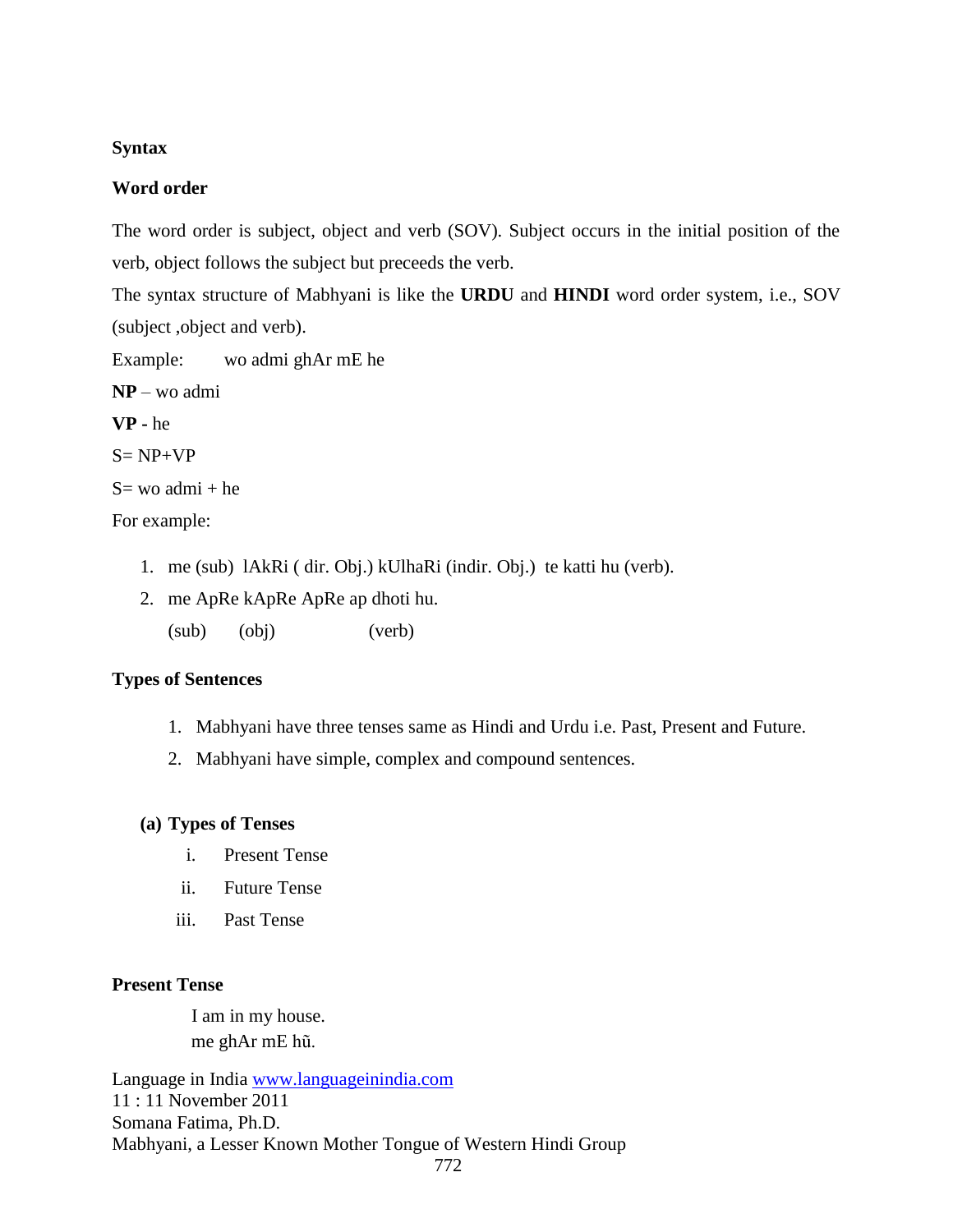**Syntax**

**Word order**

The word order is subject, object and verb (SOV). Subject occurs in the initial position of the verb, object follows the subject but preceeds the verb.

The syntax structure of Mabhyani is like the **URDU** and **HINDI** word order system, i.e., SOV (subject ,object and verb).

Example:   wo admi ghAr mE he

**NP** – wo admi

**VP -** he

S= NP+VP

S= wo admi + he

For example:

1. me (sub) lAkRi ( dir. Obj.) kUlhaRi (indir. Obj.) te katti hu (verb).
2. me ApRe kApRe ApRe ap dhoti hu.

   (sub)   (obj)       (verb)

**Types of Sentences**

1. Mabhyani have three tenses same as Hindi and Urdu i.e. Past, Present and Future.
2. Mabhyani have simple, complex and compound sentences.

**(a) Types of Tenses**

- i. Present Tense
- ii. Future Tense
- iii. Past Tense

**Present Tense**

I am in my house.
me ghAr mE hũ.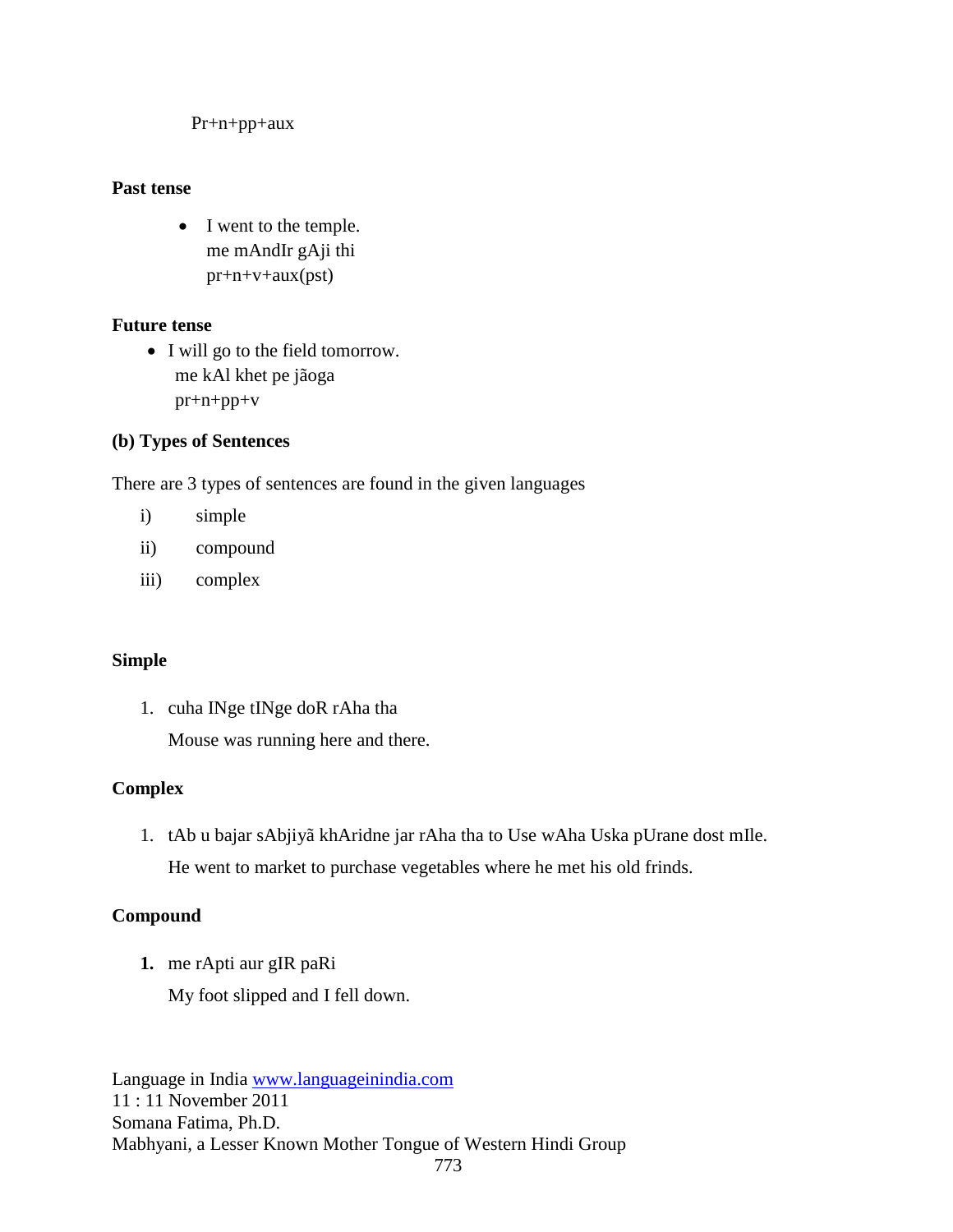Pr+n+pp+aux

**Past tense**

- I went to the temple.
  me mAndIr gAji thi
  pr+n+v+aux(pst)

**Future tense**

- I will go to the field tomorrow.
  me kAl khet pe jãoga
  pr+n+pp+v

**(b) Types of Sentences**

There are 3 types of sentences are found in the given languages

i) simple

ii) compound

iii) complex

**Simple**

1. cuha INge tINge doR rAha tha

   Mouse was running here and there.

**Complex**

1. tAb u bajar sAbjiyã khAridne jar rAha tha to Use wAha Uska pUrane dost mIle.

   He went to market to purchase vegetables where he met his old frinds.

**Compound**

1. me rApti aur gIR paRi

   My foot slipped and I fell down.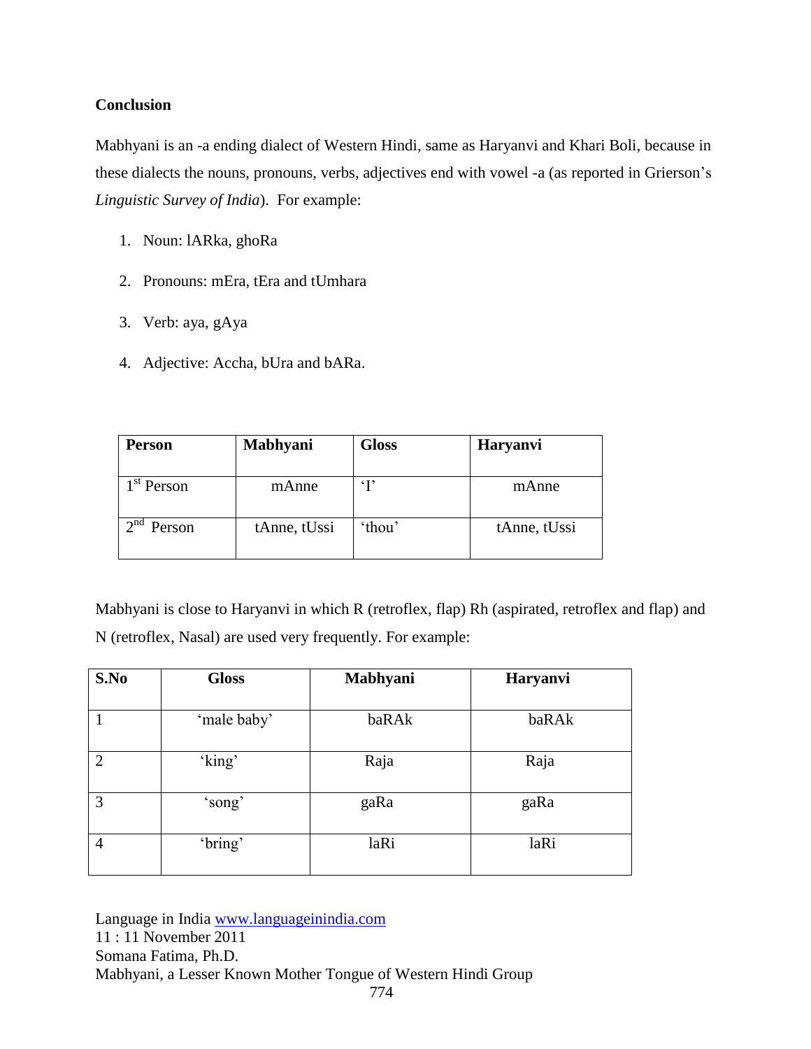**Conclusion**

Mabhyani is an -a ending dialect of Western Hindi, same as Haryanvi and Khari Boli, because in these dialects the nouns, pronouns, verbs, adjectives end with vowel -a (as reported in Grierson's *Linguistic Survey of India*). For example:

1. Noun: lARka, ghoRa
2. Pronouns: mEra, tEra and tUmhara
3. Verb: aya, gAya
4. Adjective: Accha, bUra and bARa.

| Person | Mabhyani | Gloss | Haryanvi |
|---|---|---|---|
| 1st Person | mAnne | 'I' | mAnne |
| 2nd Person | tAnne, tUssi | 'thou' | tAnne, tUssi |

Mabhyani is close to Haryanvi in which R (retroflex, flap) Rh (aspirated, retroflex and flap) and N (retroflex, Nasal) are used very frequently. For example:

| S.No | Gloss | Mabhyani | Haryanvi |
|---|---|---|---|
| 1 | 'male baby' | baRAk | baRAk |
| 2 | 'king' | Raja | Raja |
| 3 | 'song' | gaRa | gaRa |
| 4 | 'bring' | laRi | laRi |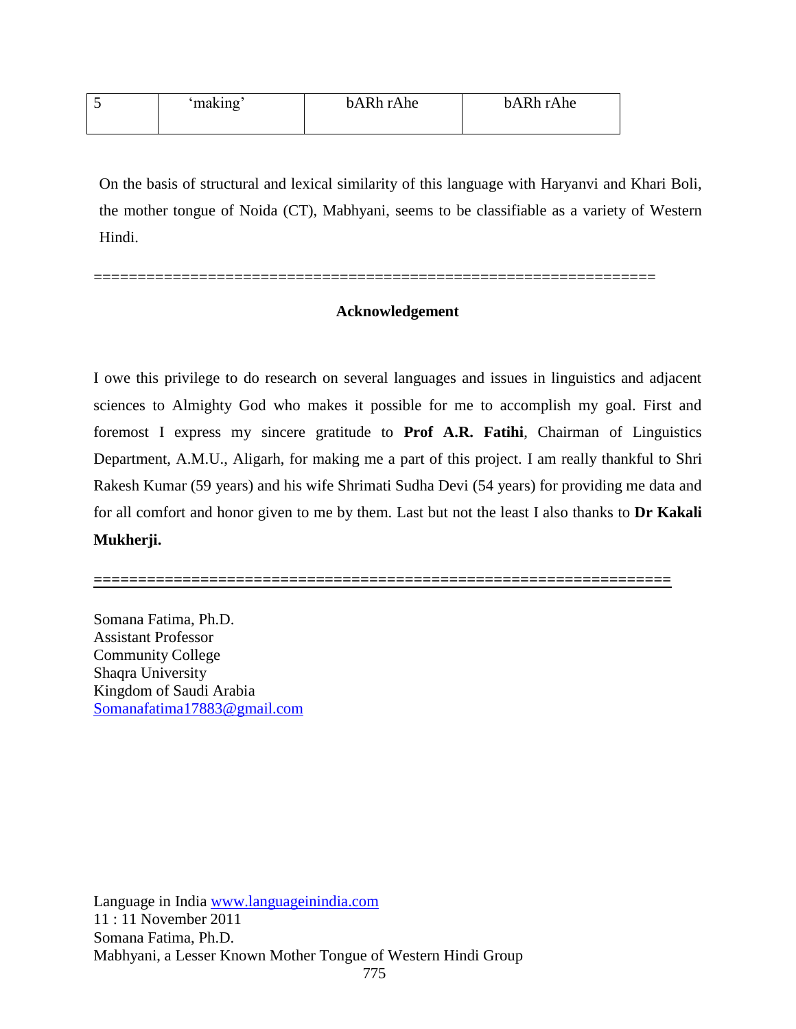| | | | |
|---|---|---|---|
| 5 | 'making' | bARh rAhe | bARh rAhe |

On the basis of structural and lexical similarity of this language with Haryanvi and Khari Boli, the mother tongue of Noida (CT), Mabhyani, seems to be classifiable as a variety of Western Hindi.

=================================================================

**Acknowledgement**

I owe this privilege to do research on several languages and issues in linguistics and adjacent sciences to Almighty God who makes it possible for me to accomplish my goal. First and foremost I express my sincere gratitude to **Prof A.R. Fatihi**, Chairman of Linguistics Department, A.M.U., Aligarh, for making me a part of this project. I am really thankful to Shri Rakesh Kumar (59 years) and his wife Shrimati Sudha Devi (54 years) for providing me data and for all comfort and honor given to me by them. Last but not the least I also thanks to **Dr Kakali Mukherji.**

=================================================================

Somana Fatima, Ph.D.
Assistant Professor
Community College
Shaqra University
Kingdom of Saudi Arabia
Somanafatima17883@gmail.com